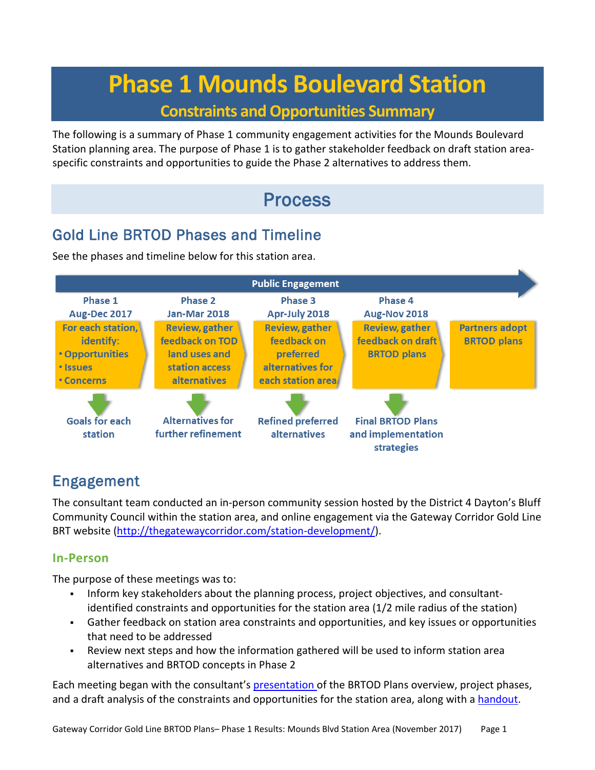# Phase 1 Mounds Boulevard Station

## Constraints and Opportunities Summary

The following is a summary of Phase 1 community engagement activities for the Mounds Boulevard Station planning area. The purpose of Phase 1 is to gather stakeholder feedback on draft station area-specific constraints and opportunities to guide the Phase 2 alternatives to address them.

# Process

## Gold Line BRTOD Phases and Timeline

See the phases and timeline below for this station area.

**Public Engagement**

| Phase 1 Aug-Dec 2017 | Phase 2 Jan-Mar 2018 | Phase 3 Apr-July 2018 | Phase 4 Aug-Nov 2018 | |
|---|---|---|---|---|
| For each station, identify: • Opportunities • Issues • Concerns | Review, gather feedback on TOD land uses and station access alternatives | Review, gather feedback on preferred alternatives for each station area | Review, gather feedback on draft BRTOD plans | Partners adopt BRTOD plans |
| Goals for each station | Alternatives for further refinement | Refined preferred alternatives | Final BRTOD Plans and implementation strategies | |

## Engagement

The consultant team conducted an in-person community session hosted by the District 4 Dayton's Bluff Community Council within the station area, and online engagement via the Gateway Corridor Gold Line BRT website (http://thegatewaycorridor.com/station-development/).

### In-Person

The purpose of these meetings was to:

- Inform key stakeholders about the planning process, project objectives, and consultant-identified constraints and opportunities for the station area (1/2 mile radius of the station)
- Gather feedback on station area constraints and opportunities, and key issues or opportunities that need to be addressed
- Review next steps and how the information gathered will be used to inform station area alternatives and BRTOD concepts in Phase 2

Each meeting began with the consultant's presentation of the BRTOD Plans overview, project phases, and a draft analysis of the constraints and opportunities for the station area, along with a handout.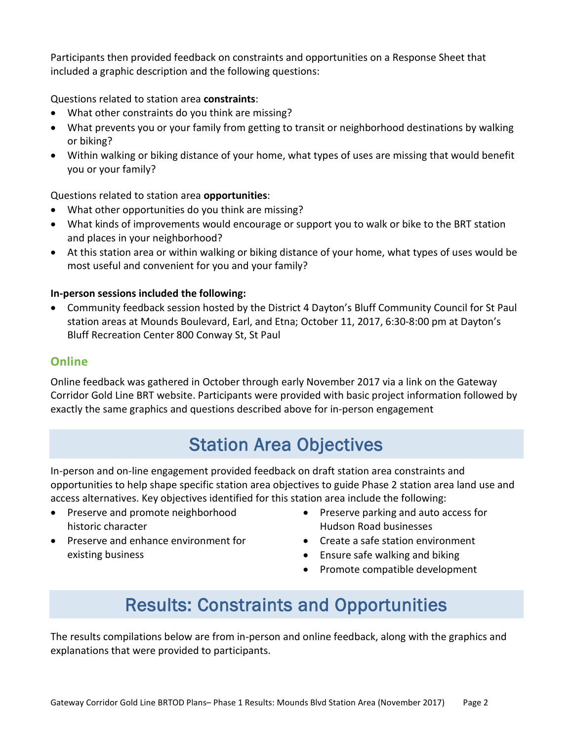Participants then provided feedback on constraints and opportunities on a Response Sheet that included a graphic description and the following questions:

Questions related to station area **constraints**:

- What other constraints do you think are missing?
- What prevents you or your family from getting to transit or neighborhood destinations by walking or biking?
- Within walking or biking distance of your home, what types of uses are missing that would benefit you or your family?

Questions related to station area **opportunities**:

- What other opportunities do you think are missing?
- What kinds of improvements would encourage or support you to walk or bike to the BRT station and places in your neighborhood?
- At this station area or within walking or biking distance of your home, what types of uses would be most useful and convenient for you and your family?

**In-person sessions included the following:**

- Community feedback session hosted by the District 4 Dayton's Bluff Community Council for St Paul station areas at Mounds Boulevard, Earl, and Etna; October 11, 2017, 6:30-8:00 pm at Dayton's Bluff Recreation Center 800 Conway St, St Paul

### Online

Online feedback was gathered in October through early November 2017 via a link on the Gateway Corridor Gold Line BRT website. Participants were provided with basic project information followed by exactly the same graphics and questions described above for in-person engagement

## Station Area Objectives

In-person and on-line engagement provided feedback on draft station area constraints and opportunities to help shape specific station area objectives to guide Phase 2 station area land use and access alternatives. Key objectives identified for this station area include the following:

- Preserve and promote neighborhood historic character
- Preserve and enhance environment for existing business
- Preserve parking and auto access for Hudson Road businesses
- Create a safe station environment
- Ensure safe walking and biking
- Promote compatible development

## Results: Constraints and Opportunities

The results compilations below are from in-person and online feedback, along with the graphics and explanations that were provided to participants.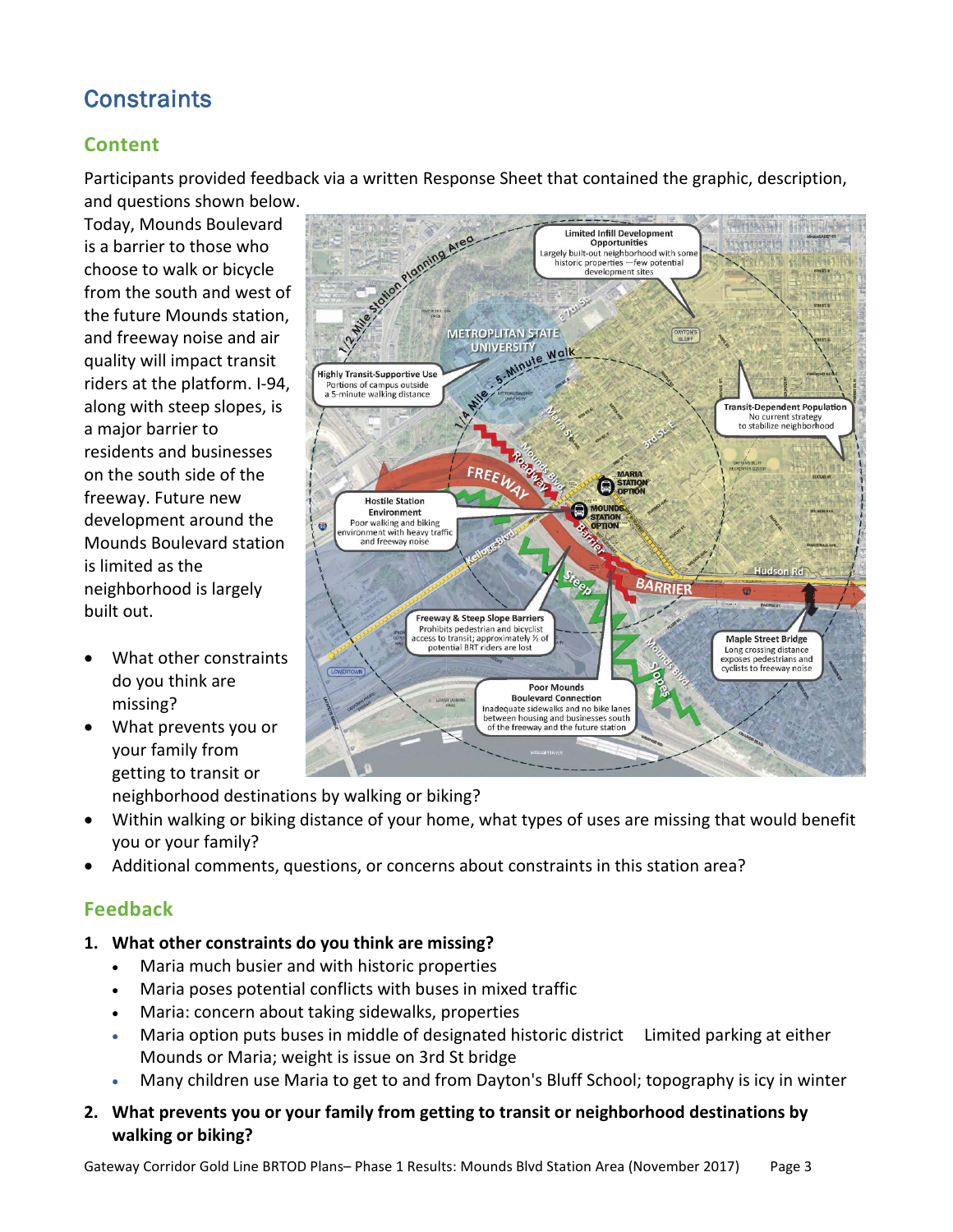## Constraints

### Content

Participants provided feedback via a written Response Sheet that contained the graphic, description, and questions shown below.

Today, Mounds Boulevard is a barrier to those who choose to walk or bicycle from the south and west of the future Mounds station, and freeway noise and air quality will impact transit riders at the platform. I-94, along with steep slopes, is a major barrier to residents and businesses on the south side of the freeway. Future new development around the Mounds Boulevard station is limited as the neighborhood is largely built out.

- What other constraints do you think are missing?
- What prevents you or your family from getting to transit or neighborhood destinations by walking or biking?
- Within walking or biking distance of your home, what types of uses are missing that would benefit you or your family?
- Additional comments, questions, or concerns about constraints in this station area?

### Feedback

**1. What other constraints do you think are missing?**

- Maria much busier and with historic properties
- Maria poses potential conflicts with buses in mixed traffic
- Maria: concern about taking sidewalks, properties
- Maria option puts buses in middle of designated historic district   Limited parking at either Mounds or Maria; weight is issue on 3rd St bridge
- Many children use Maria to get to and from Dayton's Bluff School; topography is icy in winter

**2. What prevents you or your family from getting to transit or neighborhood destinations by walking or biking?**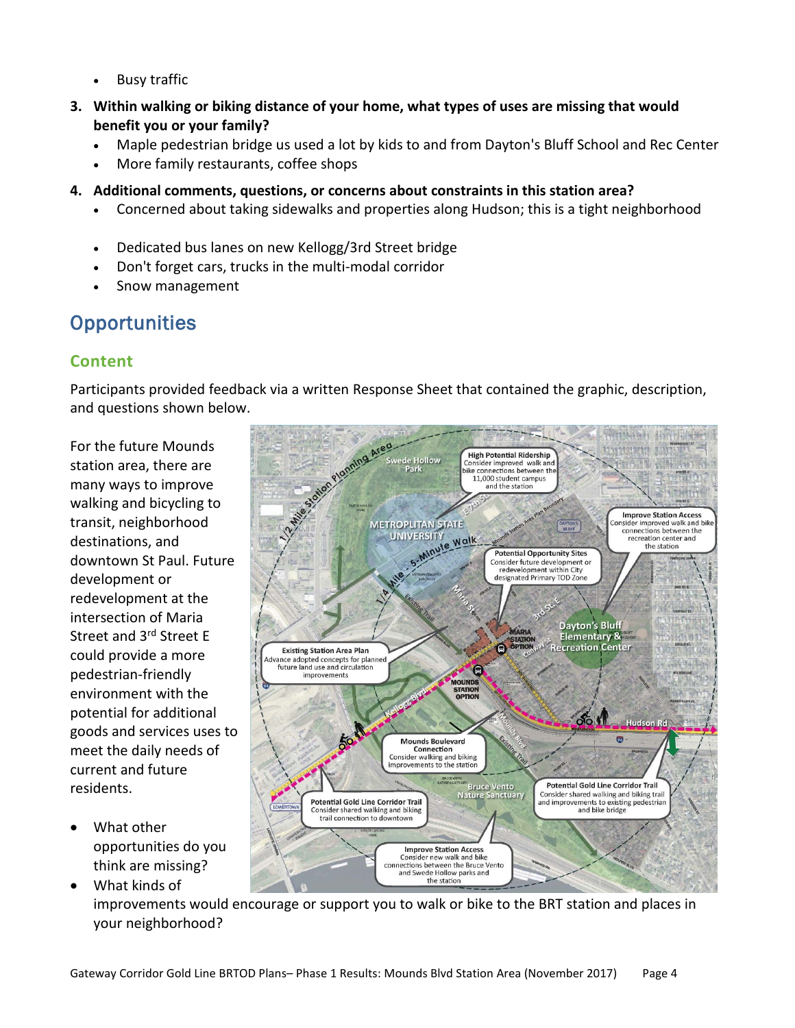- Busy traffic

3. **Within walking or biking distance of your home, what types of uses are missing that would benefit you or your family?**
   - Maple pedestrian bridge us used a lot by kids to and from Dayton's Bluff School and Rec Center
   - More family restaurants, coffee shops

4. **Additional comments, questions, or concerns about constraints in this station area?**
   - Concerned about taking sidewalks and properties along Hudson; this is a tight neighborhood
   - Dedicated bus lanes on new Kellogg/3rd Street bridge
   - Don't forget cars, trucks in the multi-modal corridor
   - Snow management

# Opportunities

## Content

Participants provided feedback via a written Response Sheet that contained the graphic, description, and questions shown below.

For the future Mounds station area, there are many ways to improve walking and bicycling to transit, neighborhood destinations, and downtown St Paul. Future development or redevelopment at the intersection of Maria Street and 3rd Street E could provide a more pedestrian-friendly environment with the potential for additional goods and services uses to meet the daily needs of current and future residents.

- What other opportunities do you think are missing?
- What kinds of improvements would encourage or support you to walk or bike to the BRT station and places in your neighborhood?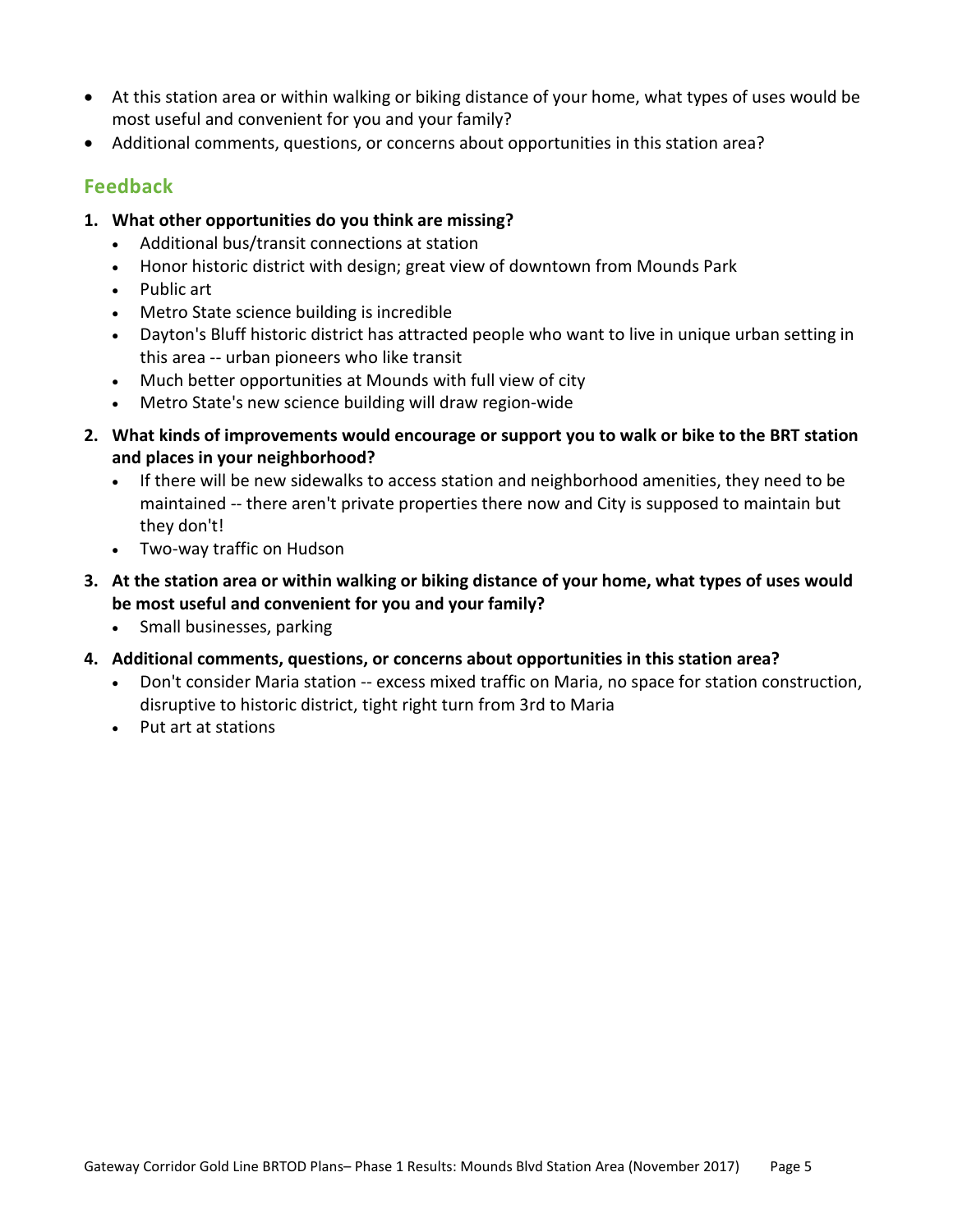- At this station area or within walking or biking distance of your home, what types of uses would be most useful and convenient for you and your family?
- Additional comments, questions, or concerns about opportunities in this station area?

## Feedback

1. **What other opportunities do you think are missing?**
   - Additional bus/transit connections at station
   - Honor historic district with design; great view of downtown from Mounds Park
   - Public art
   - Metro State science building is incredible
   - Dayton's Bluff historic district has attracted people who want to live in unique urban setting in this area -- urban pioneers who like transit
   - Much better opportunities at Mounds with full view of city
   - Metro State's new science building will draw region-wide
2. **What kinds of improvements would encourage or support you to walk or bike to the BRT station and places in your neighborhood?**
   - If there will be new sidewalks to access station and neighborhood amenities, they need to be maintained -- there aren't private properties there now and City is supposed to maintain but they don't!
   - Two-way traffic on Hudson
3. **At the station area or within walking or biking distance of your home, what types of uses would be most useful and convenient for you and your family?**
   - Small businesses, parking
4. **Additional comments, questions, or concerns about opportunities in this station area?**
   - Don't consider Maria station -- excess mixed traffic on Maria, no space for station construction, disruptive to historic district, tight right turn from 3rd to Maria
   - Put art at stations